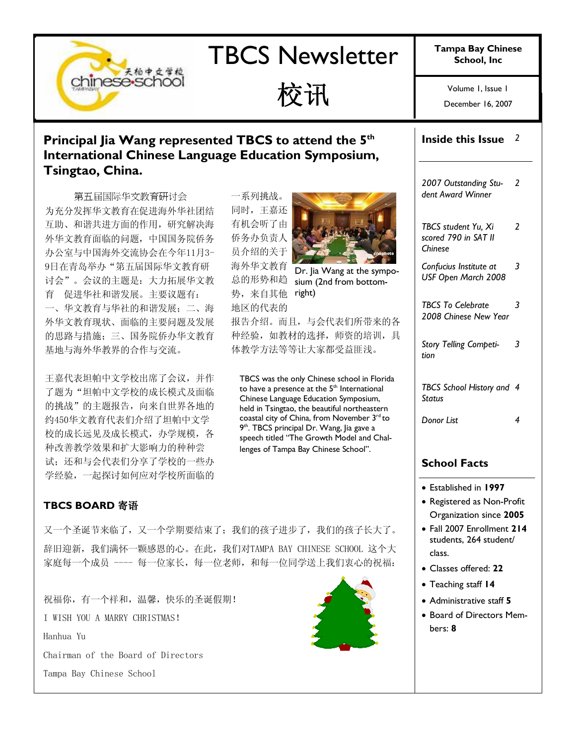# TBCS Newsletter

# 校讯

**Tampa Bay Chinese School, Inc**

Volume 1, Issue 1

December 16, 2007

## Principal Jia Wang represented TBCS to attend the 5th International Chinese Language Education Symposium, Tsingtao, China.

第五届国际华文教育研讨会

为充分发挥华文教育在促进海外华社团结互助、和谐共进方面的作用，研究解决海外华文教育面临的问题，中国国务院侨务办公室与中国海外交流协会在今年11月3-9日在青岛举办“第五届国际华文教育研讨会”。会议的主题是：大力拓展华文教育 促进华社和谐发展。主要议题有：一、华文教育与华社的和谐发展；二、海外华文教育现状、面临的主要问题及发展的思路与措施；三、国务院侨办华文教育基地与海外华教界的合作与交流。

王嘉代表坦帕中文学校出席了会议，并作了题为“坦帕中文学校的成长模式及面临的挑战”的主题报告，向来自世界各地的约450华文教育代表们介绍了坦帕中文学校的成长远见及成长模式，办学规模，各种改善教学效果和扩大影响力的种种尝试；还和与会代表们分享了学校的一些办学经验，一起探讨如何应对学校所面临的一系列挑战。

同时，王嘉还有机会听了由侨务办负责人员介绍的关于海外华文教育总的形势和趋势，来自其他地区的代表的报告介绍。而且，与会代表们所带来的各种经验，如教材的选择，师资的培训，具体教学方法等等让大家都受益匪浅。

Dr. Jia Wang at the symposium (2nd from bottom-right)

TBCS was the only Chinese school in Florida to have a presence at the 5th International Chinese Language Education Symposium, held in Tsingtao, the beautiful northeastern coastal city of China, from November 3rd to 9th. TBCS principal Dr. Wang, Jia gave a speech titled “The Growth Model and Challenges of Tampa Bay Chinese School”.

## TBCS BOARD 寄语

又一个圣诞节来临了，又一个学期要结束了；我们的孩子进步了，我们的孩子长大了。辞旧迎新，我们满怀一颗感恩的心。在此，我们对TAMPA BAY CHINESE SCHOOL 这个大家庭每一个成员 ---- 每一位家长，每一位老师，和每一位同学送上我们衷心的祝福：

祝福你，有一个祥和，温馨，快乐的圣诞假期！

I WISH YOU A MARRY CHRISTMAS!

Hanhua Yu

Chairman of the Board of Directors

Tampa Bay Chinese School

## Inside this Issue

| | |
|---|---|
| *2007 Outstanding Student Award Winner* | 2 |
| *TBCS student Yu, Xi scored 790 in SAT II Chinese* | 2 |
| *Confucius Institute at USF Open March 2008* | 3 |
| *TBCS To Celebrate 2008 Chinese New Year* | 3 |
| *Story Telling Competition* | 3 |
| *TBCS School History and Status* | 4 |
| *Donor List* | 4 |

## School Facts

- Established in **1997**
- Registered as Non-Profit Organization since **2005**
- Fall 2007 Enrollment **214** students, 264 student/class.
- Classes offered: **22**
- Teaching staff **14**
- Administrative staff **5**
- Board of Directors Members: **8**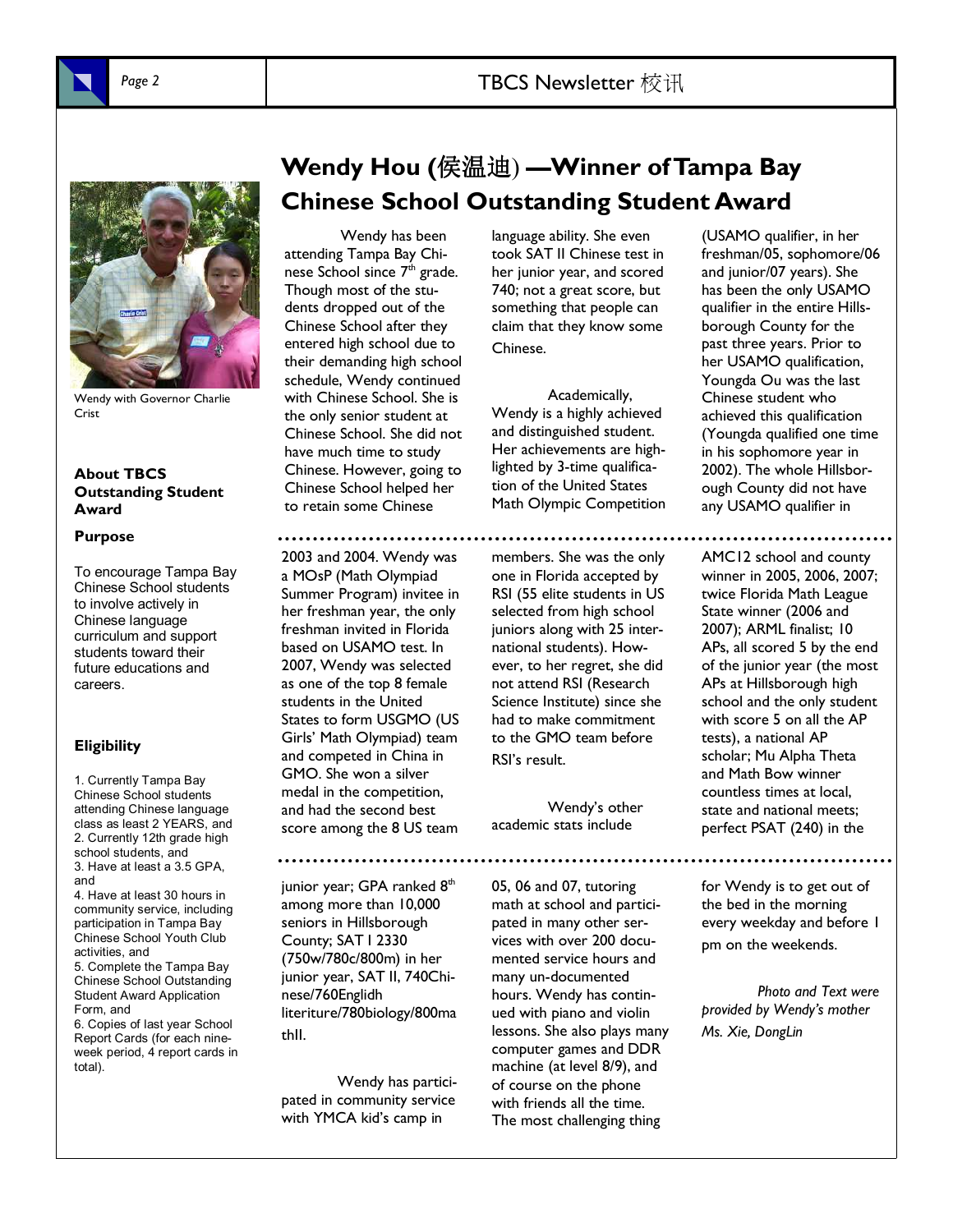Wendy with Governor Charlie Crist

**About TBCS Outstanding Student Award**

**Purpose**

To encourage Tampa Bay Chinese School students to involve actively in Chinese language curriculum and support students toward their future educations and careers.

**Eligibility**

1. Currently Tampa Bay Chinese School students attending Chinese language class as least 2 YEARS, and
2. Currently 12th grade high school students, and
3. Have at least a 3.5 GPA, and
4. Have at least 30 hours in community service, including participation in Tampa Bay Chinese School Youth Club activities, and
5. Complete the Tampa Bay Chinese School Outstanding Student Award Application Form, and
6. Copies of last year School Report Cards (for each nine-week period, 4 report cards in total).

# Wendy Hou (侯温迪) —Winner of Tampa Bay Chinese School Outstanding Student Award

Wendy has been attending Tampa Bay Chinese School since 7th grade. Though most of the students dropped out of the Chinese School after they entered high school due to their demanding high school schedule, Wendy continued with Chinese School. She is the only senior student at Chinese School. She did not have much time to study Chinese. However, going to Chinese School helped her to retain some Chinese language ability. She even took SAT II Chinese test in her junior year, and scored 740; not a great score, but something that people can claim that they know some Chinese.

Academically, Wendy is a highly achieved and distinguished student. Her achievements are highlighted by 3-time qualification of the United States Math Olympic Competition (USAMO qualifier, in her freshman/05, sophomore/06 and junior/07 years). She has been the only USAMO qualifier in the entire Hillsborough County for the past three years. Prior to her USAMO qualification, Youngda Ou was the last Chinese student who achieved this qualification (Youngda qualified one time in his sophomore year in 2002). The whole Hillsborough County did not have any USAMO qualifier in 2003 and 2004. Wendy was a MOsP (Math Olympiad Summer Program) invitee in her freshman year, the only freshman invited in Florida based on USAMO test. In 2007, Wendy was selected as one of the top 8 female students in the United States to form USGMO (US Girls' Math Olympiad) team and competed in China in GMO. She won a silver medal in the competition, and had the second best score among the 8 US team members. She was the only one in Florida accepted by RSI (55 elite students in US selected from high school juniors along with 25 international students). However, to her regret, she did not attend RSI (Research Science Institute) since she had to make commitment to the GMO team before RSI's result.

Wendy's other academic stats include AMC12 school and county winner in 2005, 2006, 2007; twice Florida Math League State winner (2006 and 2007); ARML finalist; 10 APs, all scored 5 by the end of the junior year (the most APs at Hillsborough high school and the only student with score 5 on all the AP tests), a national AP scholar; Mu Alpha Theta and Math Bow winner countless times at local, state and national meets; perfect PSAT (240) in the junior year; GPA ranked 8th among more than 10,000 seniors in Hillsborough County; SAT I 2330 (750w/780c/800m) in her junior year, SAT II, 740Chinese/760Englidh literiture/780biology/800mathII.

Wendy has participated in community service with YMCA kid's camp in 05, 06 and 07, tutoring math at school and participated in many other services with over 200 documented service hours and many un-documented hours. Wendy has continued with piano and violin lessons. She also plays many computer games and DDR machine (at level 8/9), and of course on the phone with friends all the time. The most challenging thing for Wendy is to get out of the bed in the morning every weekday and before 1 pm on the weekends.

*Photo and Text were provided by Wendy's mother Ms. Xie, DongLin*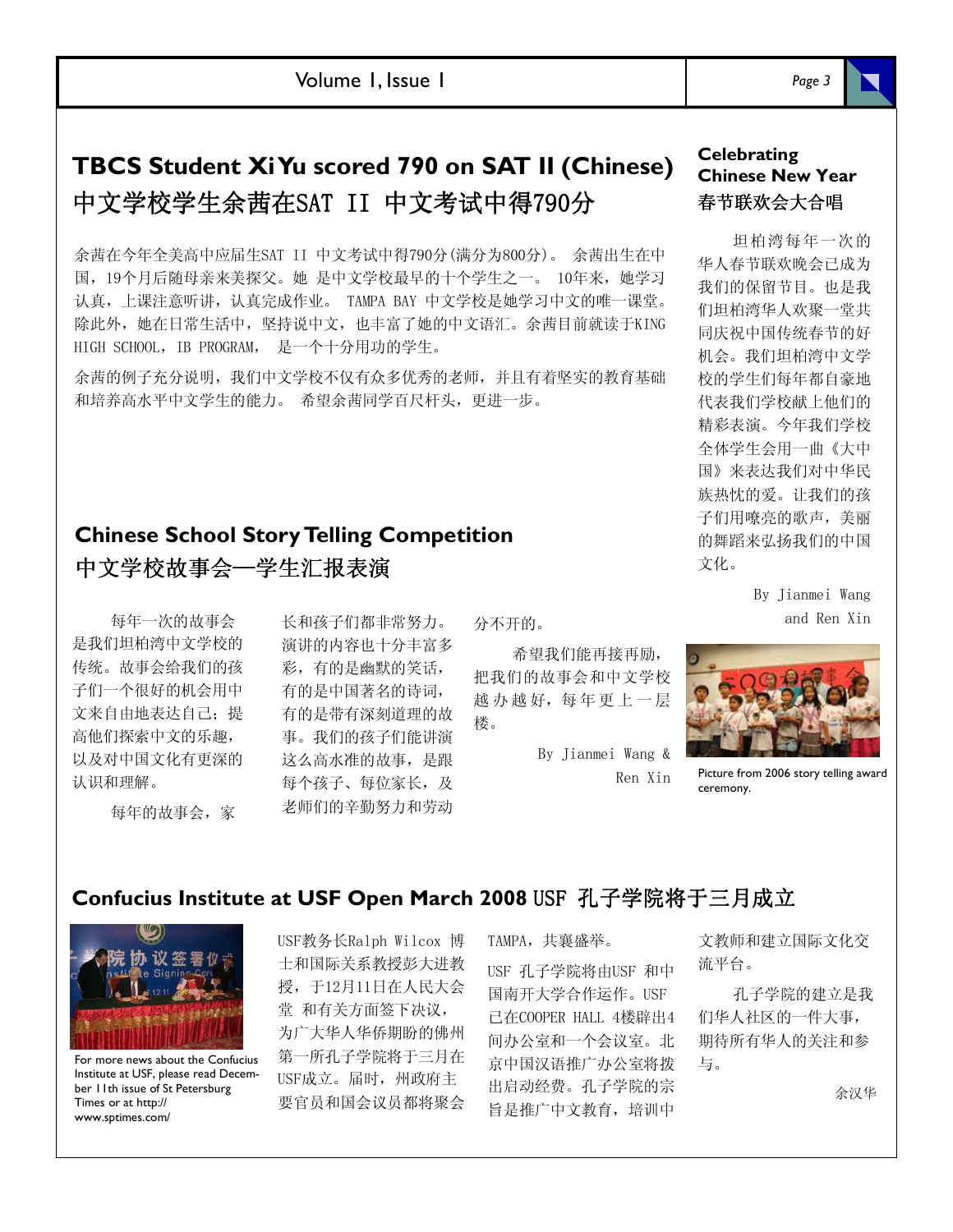## TBCS Student Xi Yu scored 790 on SAT II (Chinese) 中文学校学生余茜在SAT II 中文考试中得790分

余茜在今年全美高中应届生SAT II 中文考试中得790分(满分为800分)。 余茜出生在中国，19个月后随母亲来美探父。她 是中文学校最早的十个学生之一。 10年来，她学习认真，上课注意听讲，认真完成作业。 TAMPA BAY 中文学校是她学习中文的唯一课堂。除此外，她在日常生活中，坚持说中文，也丰富了她的中文语汇。余茜目前就读于KING HIGH SCHOOL, IB PROGRAM， 是一个十分用功的学生。

余茜的例子充分说明，我们中文学校不仅有众多优秀的老师，并且有着坚实的教育基础和培养高水平中文学生的能力。 希望余茜同学百尺杆头，更进一步。

## Chinese School Story Telling Competition 中文学校故事会—学生汇报表演

每年一次的故事会是我们坦柏湾中文学校的传统。故事会给我们的孩子们一个很好的机会用中文来自由地表达自己；提高他们探索中文的乐趣，以及对中国文化有更深的认识和理解。

每年的故事会，家长和孩子们都非常努力。演讲的内容也十分丰富多彩，有的是幽默的笑话，有的是中国著名的诗词，有的是带有深刻道理的故事。我们的孩子们能讲演这么高水准的故事，是跟每个孩子、每位家长，及老师们的辛勤努力和劳动分不开的。

希望我们能再接再励，把我们的故事会和中文学校越办越好，每年更上一层楼。

By Jianmei Wang & Ren Xin

## Celebrating Chinese New Year 春节联欢会大合唱

坦柏湾每年一次的华人春节联欢晚会已成为我们的保留节目。也是我们坦柏湾华人欢聚一堂共同庆祝中国传统春节的好机会。我们坦柏湾中文学校的学生们每年都自豪地代表我们学校献上他们的精彩表演。今年我们学校全体学生会用一曲《大中国》来表达我们对中华民族热忱的爱。让我们的孩子们用嘹亮的歌声，美丽的舞蹈来弘扬我们的中国文化。

By Jianmei Wang and Ren Xin

Picture from 2006 story telling award ceremony.

## Confucius Institute at USF Open March 2008 USF 孔子学院将于三月成立

For more news about the Confucius Institute at USF, please read December 11th issue of St Petersburg Times or at http://www.sptimes.com/

USF教务长Ralph Wilcox 博士和国际关系教授彭大进教授，于12月11日在人民大会堂 和有关方面签下决议，为广大华人华侨期盼的佛州第一所孔子学院将于三月在USF成立。届时，州政府主要官员和国会议员都将聚会TAMPA，共襄盛举。

USF 孔子学院将由USF 和中国南开大学合作运作。USF 已在COOPER HALL 4楼辟出4间办公室和一个会议室。北京中国汉语推广办公室将拨出启动经费。孔子学院的宗旨是推广中文教育，培训中文教师和建立国际文化交流平台。

孔子学院的建立是我们华人社区的一件大事，期待所有华人的关注和参与。

余汉华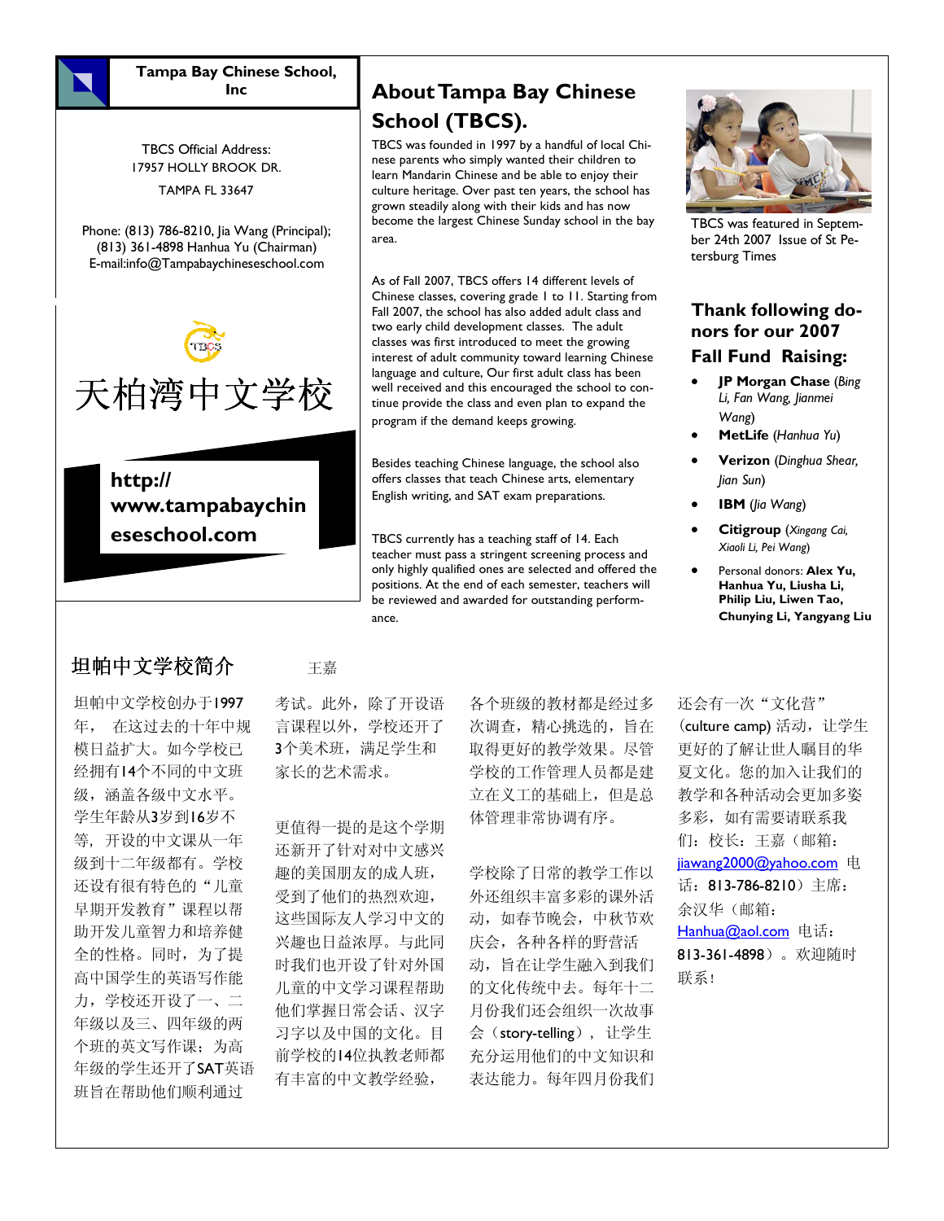## Tampa Bay Chinese School, Inc

TBCS Official Address:
17957 HOLLY BROOK DR.
TAMPA FL 33647

Phone: (813) 786-8210, Jia Wang (Principal);
(813) 361-4898 Hanhua Yu (Chairman)
E-mail:info@Tampabaychineseschool.com

TBCS

天柏湾中文学校

**http://www.tampabaychineseschool.com**

## About Tampa Bay Chinese School (TBCS).

TBCS was founded in 1997 by a handful of local Chinese parents who simply wanted their children to learn Mandarin Chinese and be able to enjoy their culture heritage. Over past ten years, the school has grown steadily along with their kids and has now become the largest Chinese Sunday school in the bay area.

As of Fall 2007, TBCS offers 14 different levels of Chinese classes, covering grade 1 to 11. Starting from Fall 2007, the school has also added adult class and two early child development classes. The adult classes was first introduced to meet the growing interest of adult community toward learning Chinese language and culture, Our first adult class has been well received and this encouraged the school to continue provide the class and even plan to expand the program if the demand keeps growing.

Besides teaching Chinese language, the school also offers classes that teach Chinese arts, elementary English writing, and SAT exam preparations.

TBCS currently has a teaching staff of 14. Each teacher must pass a stringent screening process and only highly qualified ones are selected and offered the positions. At the end of each semester, teachers will be reviewed and awarded for outstanding performance.

TBCS was featured in September 24th 2007 Issue of St Petersburg Times

### Thank following donors for our 2007 Fall Fund Raising:

- **JP Morgan Chase** (*Bing Li, Fan Wang, Jianmei Wang*)
- **MetLife** (*Hanhua Yu*)
- **Verizon** (*Dinghua Shear, Jian Sun*)
- **IBM** (*Jia Wang*)
- **Citigroup** (*Xingang Cai, Xiaoli Li, Pei Wang*)
- Personal donors: **Alex Yu, Hanhua Yu, Liusha Li, Philip Liu, Liwen Tao, Chunying Li, Yangyang Liu**

## 坦帕中文学校简介

王嘉

坦帕中文学校创办于1997年， 在这过去的十年中规模日益扩大。如今学校已经拥有14个不同的中文班级，涵盖各级中文水平。学生年龄从3岁到16岁不等，开设的中文课从一年级到十二年级都有。学校还设有很有特色的“儿童早期开发教育”课程以帮助开发儿童智力和培养健全的性格。同时，为了提高中国学生的英语写作能力，学校还开设了一、二年级以及三、四年级的两个班的英文写作课；为高年级的学生还开了SAT英语班旨在帮助他们顺利通过考试。此外，除了开设语言课程以外，学校还开了3个美术班，满足学生和家长的艺术需求。

更值得一提的是这个学期还新开了针对对中文感兴趣的美国朋友的成人班，受到了他们的热烈欢迎，这些国际友人学习中文的兴趣也日益浓厚。与此同时我们也开设了针对外国儿童的中文学习课程帮助他们掌握日常会话、汉字习字以及中国的文化。目前学校的14位执教老师都有丰富的中文教学经验，各个班级的教材都是经过多次调查，精心挑选的，旨在取得更好的教学效果。尽管学校的工作管理人员都是建立在义工的基础上，但是总体管理非常协调有序。

学校除了日常的教学工作以外还组织丰富多彩的课外活动，如春节晚会，中秋节欢庆会，各种各样的野营活动，旨在让学生融入到我们的文化传统中去。每年十二月份我们还会组织一次故事会（story-telling）， 让学生充分运用他们的中文知识和表达能力。每年四月份我们还会有一次“文化营”(culture camp) 活动，让学生更好的了解让世人瞩目的华夏文化。您的加入让我们的教学和各种活动会更加多姿多彩，如有需要请联系我们：校长：王嘉（邮箱：jiawang2000@yahoo.com 电话：813-786-8210）主席：余汉华（邮箱：Hanhua@aol.com 电话：813-361-4898）。欢迎随时联系！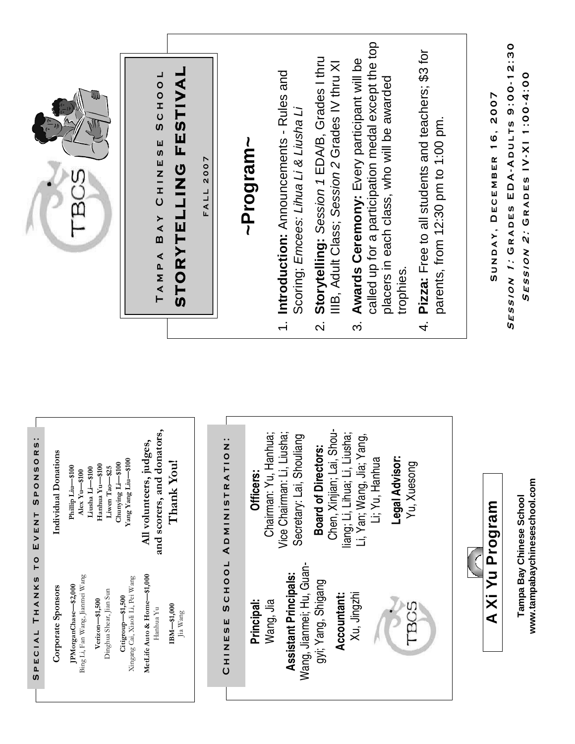# Tampa Bay Chinese School

## STORYTELLING FESTIVAL

FALL 2007

## ~Program~

1. **Introduction:** Announcements - Rules and Scoring; *Emcees: Lihua Li & Liusha Li*
2. **Storytelling:** *Session 1* EDA/B, Grades I thru IIIB, Adult Class; *Session 2* Grades IV thru XI
3. **Awards Ceremony:** Every participant will be called up for a participation medal except the top placers in each class, who will be awarded trophies.
4. **Pizza:** Free to all students and teachers; $3 for parents, from 12:30 pm to 1:00 pm.

**Sunday, December 16, 2007**

***Session 1:* Grades EDA-Adults 9:00-12:30**

***Session 2:* Grades IV-XI 1:00-4:00**

## Special Thanks to Event Sponsors:

**Corporate Sponsors**

**JPMorganChase—$2,000**
Bing Li, Fan Wang, Jianmei Wang

**Verizon—$1,500**
Dinghua Shear, Jian Sun

**Citigroup—$1,500**
Xingang Cai, Xiaoli Li, Pei Wang

**MetLife Auto & Home—$1,000**
Hanhua Yu

**IBM—$1,000**
Jia Wang

**Individual Donations**

Phillip Liu—$100
Alex Yu—$100
Liusha Li—$100
Hanhua Yu—$100
Liwen Tao—$25
Chunying Li—$100
Yang Yang Liu—$100

**All volunteers, judges, and scorers, and donators,**

**Thank You!**

## Chinese School Administration:

**Principal:**
Wang, Jia

**Assistant Principals:**
Wang, Jianmei; Hu, Guangyi; Yang, Shigang

**Accountant:**
Xu, Jingzhi

**Officers:**
Chairman: Yu, Hanhua;
Vice Chairman: Li, Liusha;
Secretary: Lai, Shouliang

**Board of Directors:**
Chen, Xinjian; Lai, Shouliang; Li, Lihua; Li, Liusha; Li, Yan; Wang, Jia; Yang, Li; Yu, Hanhua

**Legal Advisor:**
Yu, Xuesong

**A Xi Yu Program**

**Tampa Bay Chinese School**
**www.tampabaychineseschool.com**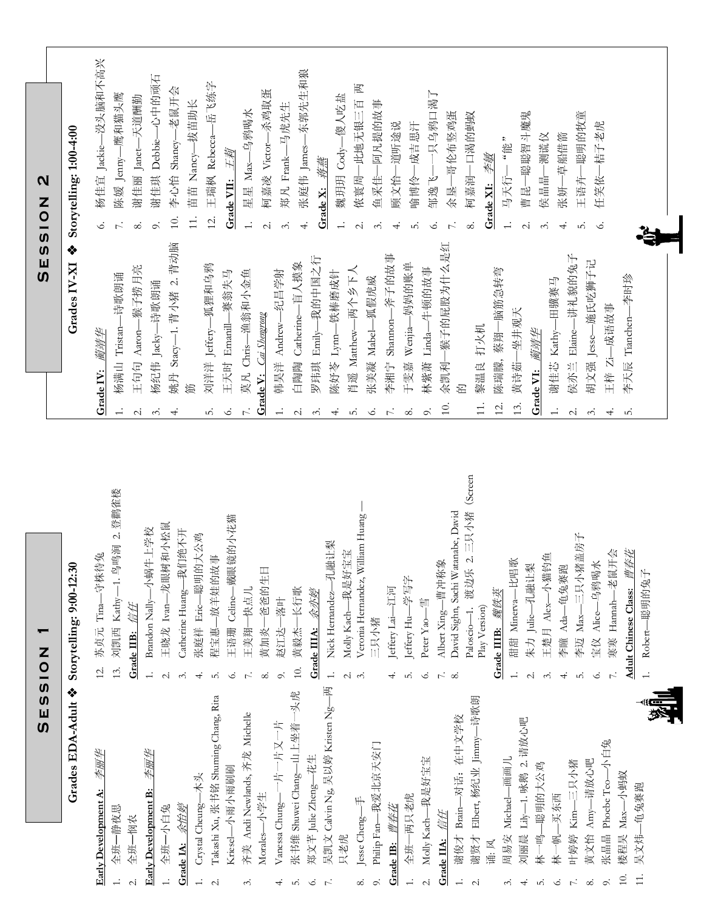# SESSION 1

## Grades EDA-Adult ❖ Storytelling: 9:00-12:30

**Early Development A:** *李丽华*

1. 全班—静夜思
2. 全班—悯农

**Early Development B:** *李丽华*

1. 全班—小白兔

**Grade IA:** *余怡婷*

1. Crystal Cheung—木头
2. Takashi Xu, 张书铭 Shuming Chang, Rita Kriesel—小雨小雨刷刷
3. 齐美 Andi Newlands, 齐龙 Michelle Morales—小学生
4. Vanessa Chung—一片一片又一片
5. 张书维 Shuwei Chang—山上坐着一头虎
6. 郑文芊 Julie Zheng—花生
7. 吴凯文 Calvin Ng, 吴以婷 Kristen Ng—两只老虎
8. Jesse Cheng—手
9. Philip Fan—我爱北京天安门

**Grade IB:** *曹春花*

1. 全班—两只老虎
2. Molly Kach—我是好宝宝

**Grade IIA:** *信任*

1. 谢俊才 Brain—对话：在中文学校
2. 谢贤才 Elbert, 杨纪业 Jimmy—诗歌朗诵: 风
3. 周易安 Michael—画画儿
4. 刘丽晨 Lily—1. 咏鹅 2. 请放心吧
5. 林一鸣—聪明的大公鸡
6. 林一帆—买东西
7. 叶婷婷 Kim—三只小猪
8. 黄文怡 Amy—请放心吧
9. 张晶晶 Phoebe Teo—小白兔
10. 楼程昊 Max—小蚂蚁
11. 吴文炜—龟兔赛跑
12. 苏贞元 Tina—守株待兔
13. 刘凯西 Kathy—1. 鸟鸣涧 2. 登鹳雀楼

**Grade IIB:** *信任*

1. Brandon Nally—小蜗牛上学校
2. 王晓龙 Ivan—龙眼树和小松鼠
3. Catherine Huang—我们绝不开
4. 张庭祥 Eric—聪明的大公鸡
5. 程宝惠—放羊娃的故事
6. 王語珊 Celine—戴眼镜的小花猫
7. 王美翔—快点儿
8. 黄加炎—爸爸的生日
9. 赵江达—落叶
10. 黄毅杰—长行歌

**Grade IIIA:** *余亦婷*

1. Nick Hernandez—孔融让梨
2. Molly Kach—我是好宝宝
3. Veronia Hernandez, William Huang—三只小猪
4. Jeffery Lai—江河
5. Jeffery Hu—学写字
6. Peter Yao—雪
7. Albert Xing—曹冲称象
8. David Sighn, Sachi Watanabe, David Paloscio—1. 渡边乐 2. 三只小猪 (Screen Play Version)

**Grade IIIB:** *魏铁英*

1. 甜甜 Minerva—比唱歌
2. 朱力 Julie—孔融让梨
3. 王楚月 Alex—小猫钓鱼
4. 李瞳 Ada—龟兔赛跑
5. 李迈 Max—三只小猪盖房子
6. 宝仪 Alice—乌鸦喝水
7. 寒寒 Hannah—老鼠开会

**Adult Chinese Class:** *曹春花*

1. Robert—聪明的兔子

# SESSION 2

## Grades IV-XI ❖ Storytelling: 1:00-4:00

**Grade IV:** *蔺靖华*

1. 杨满山 Tristan—诗歌朗诵
2. 王句句 Aaron—猴子捞月亮
3. 杨纪伟 Jacky—诗歌朗诵
4. 姚丹 Stacy—1. 背小猪 2. 背动脑筋
5. 刘洋洋 Jeffery—狐狸和乌鸦
6. 王大时 Emanill—赛翁失马
7. 莫凡 Chris—渔翁和小金鱼

**Grade V:** *Cai Shengrong*

1. 韩昊洋 Andrew—纪昌学射
2. 白陶陶 Catherine—盲人摸象
3. 罗玮琪 Emily—我的中国之行
4. 陈好苓 Lynn—铁棒磨成针
5. 肖遥 Matthew—两个乡下人
6. 张美凝 Mabel—狐假虎威
7. 李湘宁 Shannon—斧子的故事
8. 于雯嘉 Wenjia—妈妈的账单
9. 林紫萧 Linda—牛顿的故事
10. 余凯利—猴子的屁股为什么是红的
11. 黎温良 打火机
12. 陈瑞滕, 蔡翔—脑筋急转弯
13. 黄诗茹—坐井观天

**Grade VI:** *蔺靖华*

1. 谢佳芯 Kathy—田骥赛马
2. 侯亦兰 Elaine—讲礼貌的兔子
3. 胡文强 Jesse—施氏吃狮子记
4. 王梓 Zi—成语故事
5. 李天辰 Tianchen—李时珍
6. 杨佳宜 Jackie—没头脑和不高兴
7. 陈媛 Jenny—鹰和猫头鹰
8. 谢佳丽 Janet—天道酬勤
9. 谢佳琪 Debbie—心中的顽石
10. 李心怡 Shaney—老鼠开会
11. 苗苗 Nancy—拔苗助长
12. 王瑞枫 Rebecca—岳飞练字

**Grade VII:** *王莉*

1. 星星 Max—乌鸦喝水
2. 柯嘉凌 Victor—杀鸡取蛋
3. 郑凡 Frank—马虎先生
4. 张庭伟 James—东郭先生和狼

**Grade X:** *蒋燕*

1. 魏玥玥 Cody—傻人吃盐
2. 依寰周—此地无银三百两
3. 鱼釆佳—阿凡提的故事
4. 顾文怡—道听途说
5. 喻博伶—成吉思汗
6. 邹逸飞—一只乌鸦口渴了
7. 余昱—哥伦布竖鸡蛋
8. 柯嘉润—口渴的蚂蚁

**Grade XI:** *李敏*

1. 马天行—"能"
2. 曹昆—聪明智斗魔鬼
3. 侯晶晶—测谎仪
4. 张妍—草船借箭
5. 王语卉—聪明的牧童
6. 任笑依—桔子老虎